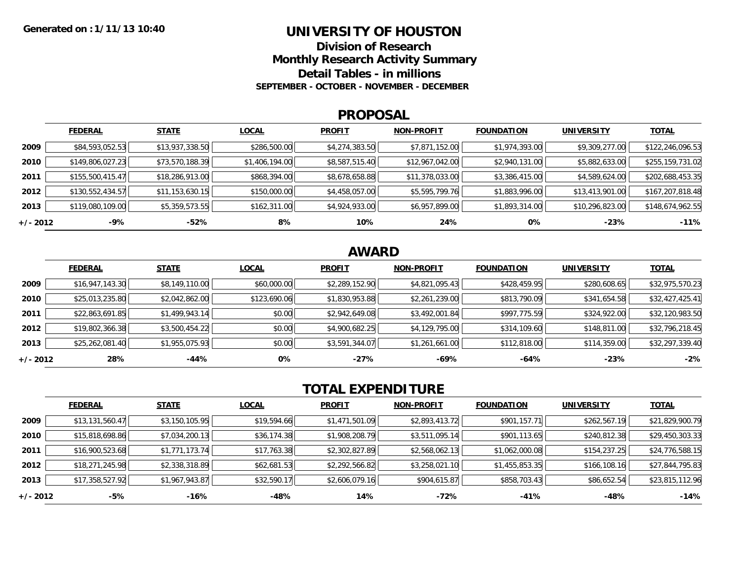Generated on : 1/11/13 10:40

# UNIVERSITY OF HOUSTON

## Division of Research

## Monthly Research Activity Summary

## Detail Tables - in millions

### SEPTEMBER - OCTOBER - NOVEMBER - DECEMBER

## PROPOSAL

| | FEDERAL | STATE | LOCAL | PROFIT | NON-PROFIT | FOUNDATION | UNIVERSITY | TOTAL |
|---|---|---|---|---|---|---|---|---|
| 2009 | $84,593,052.53 | $13,937,338.50 | $286,500.00 | $4,274,383.50 | $7,871,152.00 | $1,974,393.00 | $9,309,277.00 | $122,246,096.53 |
| 2010 | $149,806,027.23 | $73,570,188.39 | $1,406,194.00 | $8,587,515.40 | $12,967,042.00 | $2,940,131.00 | $5,882,633.00 | $255,159,731.02 |
| 2011 | $155,500,415.47 | $18,286,913.00 | $868,394.00 | $8,678,658.88 | $11,378,033.00 | $3,386,415.00 | $4,589,624.00 | $202,688,453.35 |
| 2012 | $130,552,434.57 | $11,153,630.15 | $150,000.00 | $4,458,057.00 | $5,595,799.76 | $1,883,996.00 | $13,413,901.00 | $167,207,818.48 |
| 2013 | $119,080,109.00 | $5,359,573.55 | $162,311.00 | $4,924,933.00 | $6,957,899.00 | $1,893,314.00 | $10,296,823.00 | $148,674,962.55 |
| +/- 2012 | -9% | -52% | 8% | 10% | 24% | 0% | -23% | -11% |

## AWARD

| | FEDERAL | STATE | LOCAL | PROFIT | NON-PROFIT | FOUNDATION | UNIVERSITY | TOTAL |
|---|---|---|---|---|---|---|---|---|
| 2009 | $16,947,143.30 | $8,149,110.00 | $60,000.00 | $2,289,152.90 | $4,821,095.43 | $428,459.95 | $280,608.65 | $32,975,570.23 |
| 2010 | $25,013,235.80 | $2,042,862.00 | $123,690.06 | $1,830,953.88 | $2,261,239.00 | $813,790.09 | $341,654.58 | $32,427,425.41 |
| 2011 | $22,863,691.85 | $1,499,943.14 | $0.00 | $2,942,649.08 | $3,492,001.84 | $997,775.59 | $324,922.00 | $32,120,983.50 |
| 2012 | $19,802,366.38 | $3,500,454.22 | $0.00 | $4,900,682.25 | $4,129,795.00 | $314,109.60 | $148,811.00 | $32,796,218.45 |
| 2013 | $25,262,081.40 | $1,955,075.93 | $0.00 | $3,591,344.07 | $1,261,661.00 | $112,818.00 | $114,359.00 | $32,297,339.40 |
| +/- 2012 | 28% | -44% | 0% | -27% | -69% | -64% | -23% | -2% |

## TOTAL EXPENDITURE

| | FEDERAL | STATE | LOCAL | PROFIT | NON-PROFIT | FOUNDATION | UNIVERSITY | TOTAL |
|---|---|---|---|---|---|---|---|---|
| 2009 | $13,131,560.47 | $3,150,105.95 | $19,594.66 | $1,471,501.09 | $2,893,413.72 | $901,157.71 | $262,567.19 | $21,829,900.79 |
| 2010 | $15,818,698.86 | $7,034,200.13 | $36,174.38 | $1,908,208.79 | $3,511,095.14 | $901,113.65 | $240,812.38 | $29,450,303.33 |
| 2011 | $16,900,523.68 | $1,771,173.74 | $17,763.38 | $2,302,827.89 | $2,568,062.13 | $1,062,000.08 | $154,237.25 | $24,776,588.15 |
| 2012 | $18,271,245.98 | $2,338,318.89 | $62,681.53 | $2,292,566.82 | $3,258,021.10 | $1,455,853.35 | $166,108.16 | $27,844,795.83 |
| 2013 | $17,358,527.92 | $1,967,943.87 | $32,590.17 | $2,606,079.16 | $904,615.87 | $858,703.43 | $86,652.54 | $23,815,112.96 |
| +/- 2012 | -5% | -16% | -48% | 14% | -72% | -41% | -48% | -14% |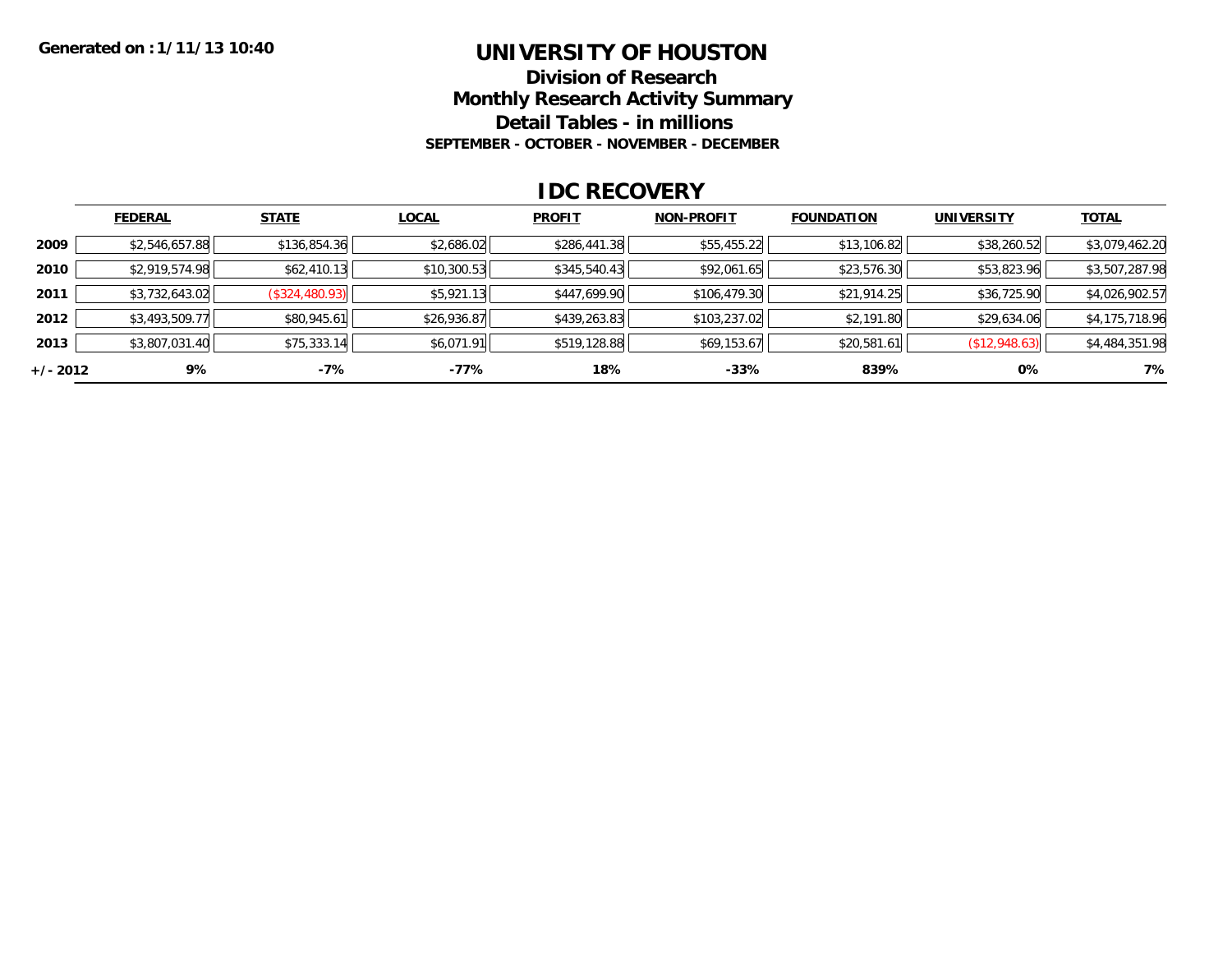Generated on :1/11/13 10:40

# UNIVERSITY OF HOUSTON

## Division of Research

## Monthly Research Activity Summary

## Detail Tables - in millions

**SEPTEMBER - OCTOBER - NOVEMBER - DECEMBER**

## IDC RECOVERY

| | FEDERAL | STATE | LOCAL | PROFIT | NON-PROFIT | FOUNDATION | UNIVERSITY | TOTAL |
|---|---|---|---|---|---|---|---|---|
| **2009** | $2,546,657.88 | $136,854.36 | $2,686.02 | $286,441.38 | $55,455.22 | $13,106.82 | $38,260.52 | $3,079,462.20 |
| **2010** | $2,919,574.98 | $62,410.13 | $10,300.53 | $345,540.43 | $92,061.65 | $23,576.30 | $53,823.96 | $3,507,287.98 |
| **2011** | $3,732,643.02 | ($324,480.93) | $5,921.13 | $447,699.90 | $106,479.30 | $21,914.25 | $36,725.90 | $4,026,902.57 |
| **2012** | $3,493,509.77 | $80,945.61 | $26,936.87 | $439,263.83 | $103,237.02 | $2,191.80 | $29,634.06 | $4,175,718.96 |
| **2013** | $3,807,031.40 | $75,333.14 | $6,071.91 | $519,128.88 | $69,153.67 | $20,581.61 | ($12,948.63) | $4,484,351.98 |
| **+/- 2012** | **9%** | **-7%** | **-77%** | **18%** | **-33%** | **839%** | **0%** | **7%** |